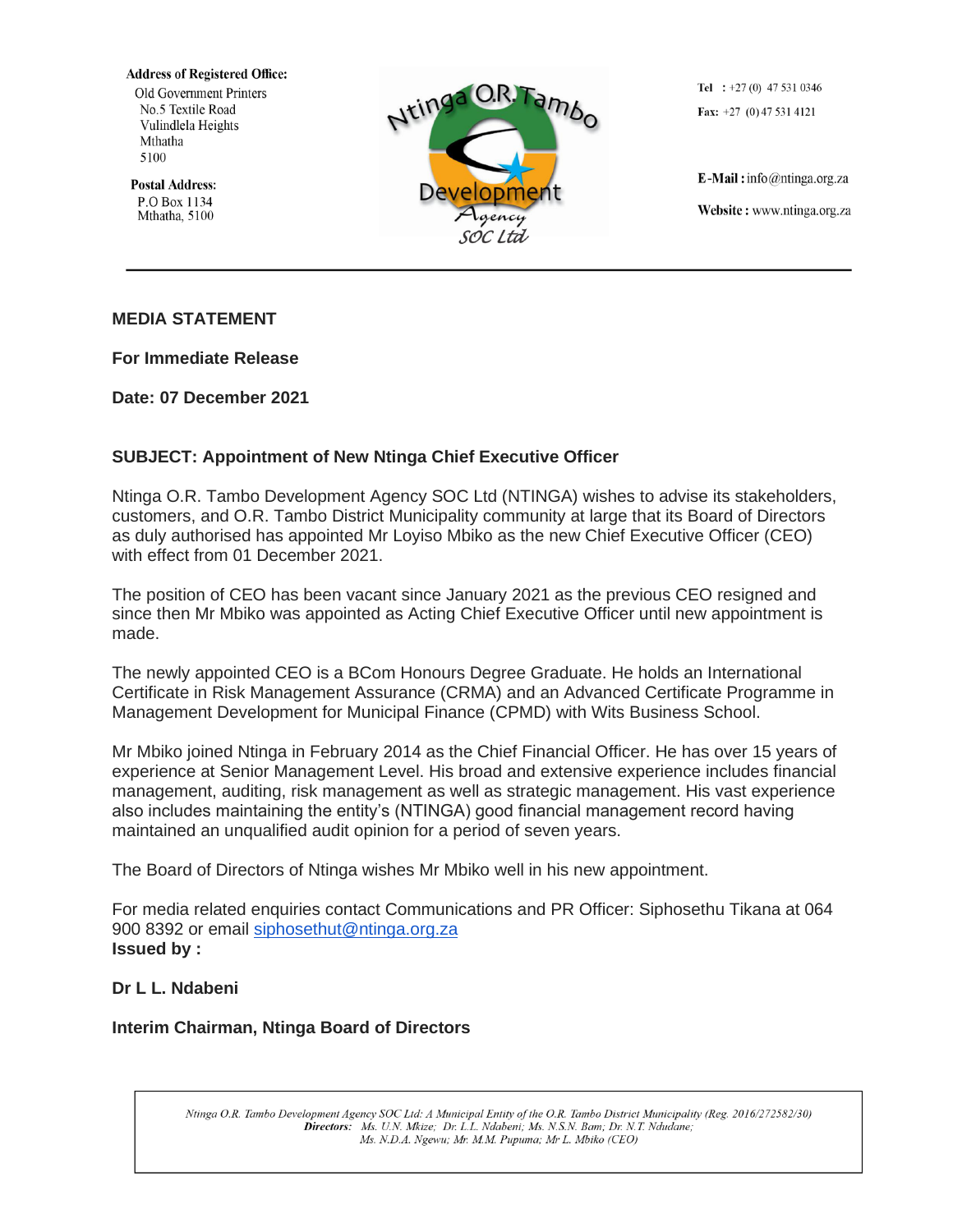**Address of Registered Office:**
Old Government Printers
No.5 Textile Road
Vulindlela Heights
Mthatha
5100

**Postal Address:**
P.O Box 1134
Mthatha, 5100

Ntinga O.R. Tambo Development Agency SOC Ltd

**Tel :** +27 (0) 47 531 0346
**Fax:** +27 (0) 47 531 4121

**E-Mail :** info@ntinga.org.za
**Website :** www.ntinga.org.za

---

**MEDIA STATEMENT**

**For Immediate Release**

**Date: 07 December 2021**

**SUBJECT: Appointment of New Ntinga Chief Executive Officer**

Ntinga O.R. Tambo Development Agency SOC Ltd (NTINGA) wishes to advise its stakeholders, customers, and O.R. Tambo District Municipality community at large that its Board of Directors as duly authorised has appointed Mr Loyiso Mbiko as the new Chief Executive Officer (CEO) with effect from 01 December 2021.

The position of CEO has been vacant since January 2021 as the previous CEO resigned and since then Mr Mbiko was appointed as Acting Chief Executive Officer until new appointment is made.

The newly appointed CEO is a BCom Honours Degree Graduate. He holds an International Certificate in Risk Management Assurance (CRMA) and an Advanced Certificate Programme in Management Development for Municipal Finance (CPMD) with Wits Business School.

Mr Mbiko joined Ntinga in February 2014 as the Chief Financial Officer. He has over 15 years of experience at Senior Management Level. His broad and extensive experience includes financial management, auditing, risk management as well as strategic management. His vast experience also includes maintaining the entity's (NTINGA) good financial management record having maintained an unqualified audit opinion for a period of seven years.

The Board of Directors of Ntinga wishes Mr Mbiko well in his new appointment.

For media related enquiries contact Communications and PR Officer: Siphosethu Tikana at 064 900 8392 or email siphosethut@ntinga.org.za
**Issued by :**

**Dr L L. Ndabeni**

**Interim Chairman, Ntinga Board of Directors**

*Ntinga O.R. Tambo Development Agency SOC Ltd: A Municipal Entity of the O.R. Tambo District Municipality (Reg. 2016/272582/30)*
***Directors:*** *Ms. U.N. Mkize; Dr. L.L. Ndabeni; Ms. N.S.N. Bam; Dr. N.T. Ndudane; Ms. N.D.A. Ngewu; Mr. M.M. Pupuma; Mr L. Mbiko (CEO)*